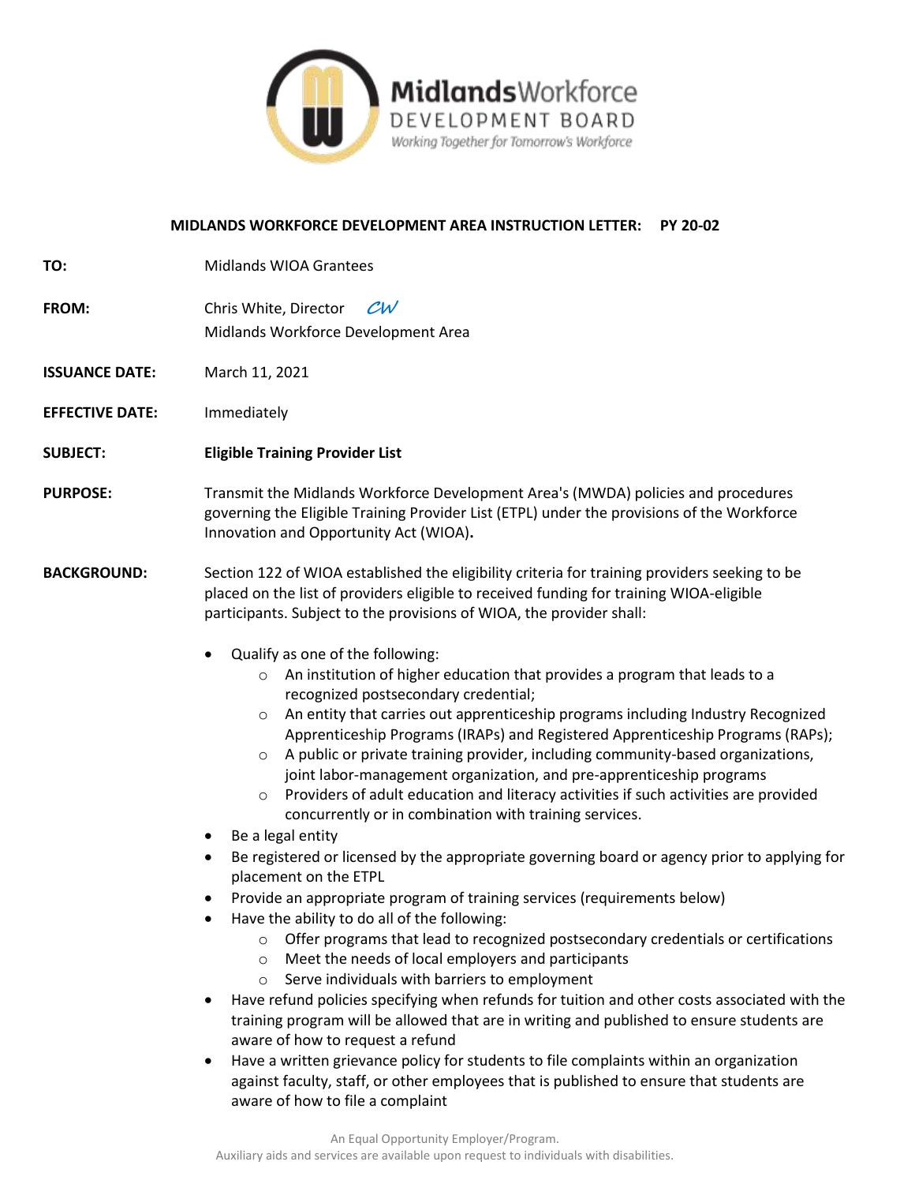**Midlands**Workforce
DEVELOPMENT BOARD
*Working Together for Tomorrow's Workforce*

**MIDLANDS WORKFORCE DEVELOPMENT AREA INSTRUCTION LETTER: PY 20-02**

**TO:** Midlands WIOA Grantees

**FROM:** Chris White, Director *CW*
Midlands Workforce Development Area

**ISSUANCE DATE:** March 11, 2021

**EFFECTIVE DATE:** Immediately

**SUBJECT:** **Eligible Training Provider List**

**PURPOSE:** Transmit the Midlands Workforce Development Area's (MWDA) policies and procedures governing the Eligible Training Provider List (ETPL) under the provisions of the Workforce Innovation and Opportunity Act (WIOA).

**BACKGROUND:** Section 122 of WIOA established the eligibility criteria for training providers seeking to be placed on the list of providers eligible to received funding for training WIOA-eligible participants. Subject to the provisions of WIOA, the provider shall:

- Qualify as one of the following:
  - An institution of higher education that provides a program that leads to a recognized postsecondary credential;
  - An entity that carries out apprenticeship programs including Industry Recognized Apprenticeship Programs (IRAPs) and Registered Apprenticeship Programs (RAPs);
  - A public or private training provider, including community-based organizations, joint labor-management organization, and pre-apprenticeship programs
  - Providers of adult education and literacy activities if such activities are provided concurrently or in combination with training services.
- Be a legal entity
- Be registered or licensed by the appropriate governing board or agency prior to applying for placement on the ETPL
- Provide an appropriate program of training services (requirements below)
- Have the ability to do all of the following:
  - Offer programs that lead to recognized postsecondary credentials or certifications
  - Meet the needs of local employers and participants
  - Serve individuals with barriers to employment
- Have refund policies specifying when refunds for tuition and other costs associated with the training program will be allowed that are in writing and published to ensure students are aware of how to request a refund
- Have a written grievance policy for students to file complaints within an organization against faculty, staff, or other employees that is published to ensure that students are aware of how to file a complaint

An Equal Opportunity Employer/Program.
Auxiliary aids and services are available upon request to individuals with disabilities.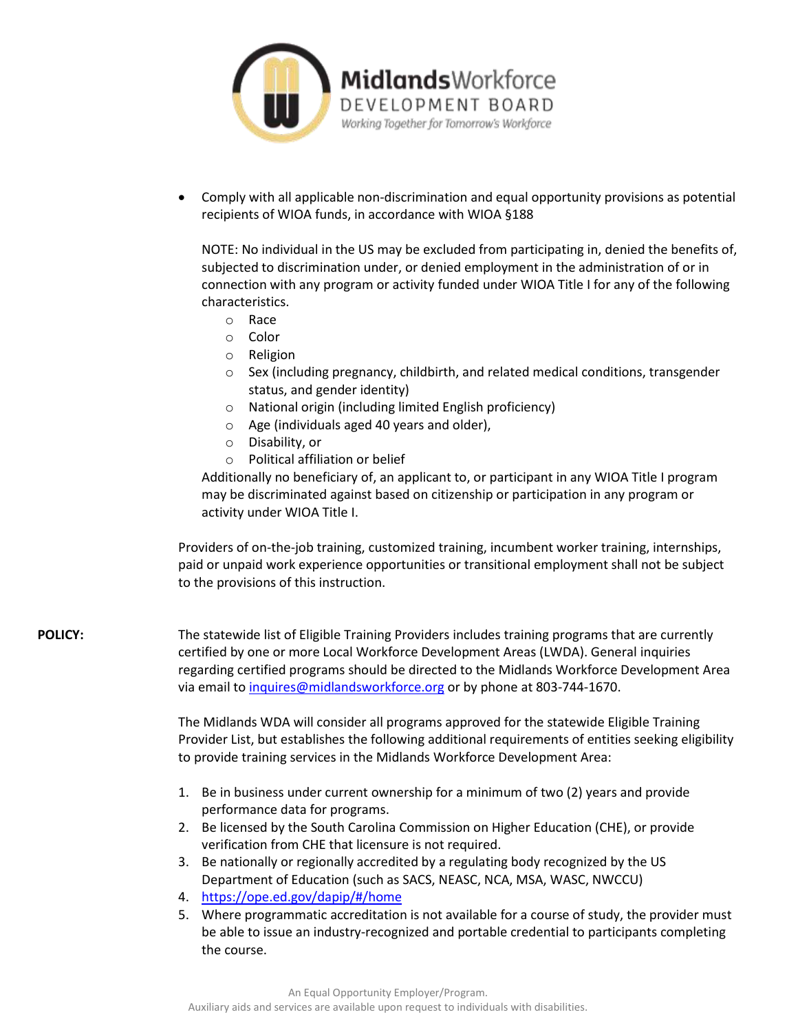- Comply with all applicable non-discrimination and equal opportunity provisions as potential recipients of WIOA funds, in accordance with WIOA §188

  NOTE: No individual in the US may be excluded from participating in, denied the benefits of, subjected to discrimination under, or denied employment in the administration of or in connection with any program or activity funded under WIOA Title I for any of the following characteristics.
    - Race
    - Color
    - Religion
    - Sex (including pregnancy, childbirth, and related medical conditions, transgender status, and gender identity)
    - National origin (including limited English proficiency)
    - Age (individuals aged 40 years and older),
    - Disability, or
    - Political affiliation or belief

  Additionally no beneficiary of, an applicant to, or participant in any WIOA Title I program may be discriminated against based on citizenship or participation in any program or activity under WIOA Title I.

Providers of on-the-job training, customized training, incumbent worker training, internships, paid or unpaid work experience opportunities or transitional employment shall not be subject to the provisions of this instruction.

**POLICY:** The statewide list of Eligible Training Providers includes training programs that are currently certified by one or more Local Workforce Development Areas (LWDA). General inquiries regarding certified programs should be directed to the Midlands Workforce Development Area via email to inquires@midlandsworkforce.org or by phone at 803-744-1670.

The Midlands WDA will consider all programs approved for the statewide Eligible Training Provider List, but establishes the following additional requirements of entities seeking eligibility to provide training services in the Midlands Workforce Development Area:

1. Be in business under current ownership for a minimum of two (2) years and provide performance data for programs.
2. Be licensed by the South Carolina Commission on Higher Education (CHE), or provide verification from CHE that licensure is not required.
3. Be nationally or regionally accredited by a regulating body recognized by the US Department of Education (such as SACS, NEASC, NCA, MSA, WASC, NWCCU)
4. https://ope.ed.gov/dapip/#/home
5. Where programmatic accreditation is not available for a course of study, the provider must be able to issue an industry-recognized and portable credential to participants completing the course.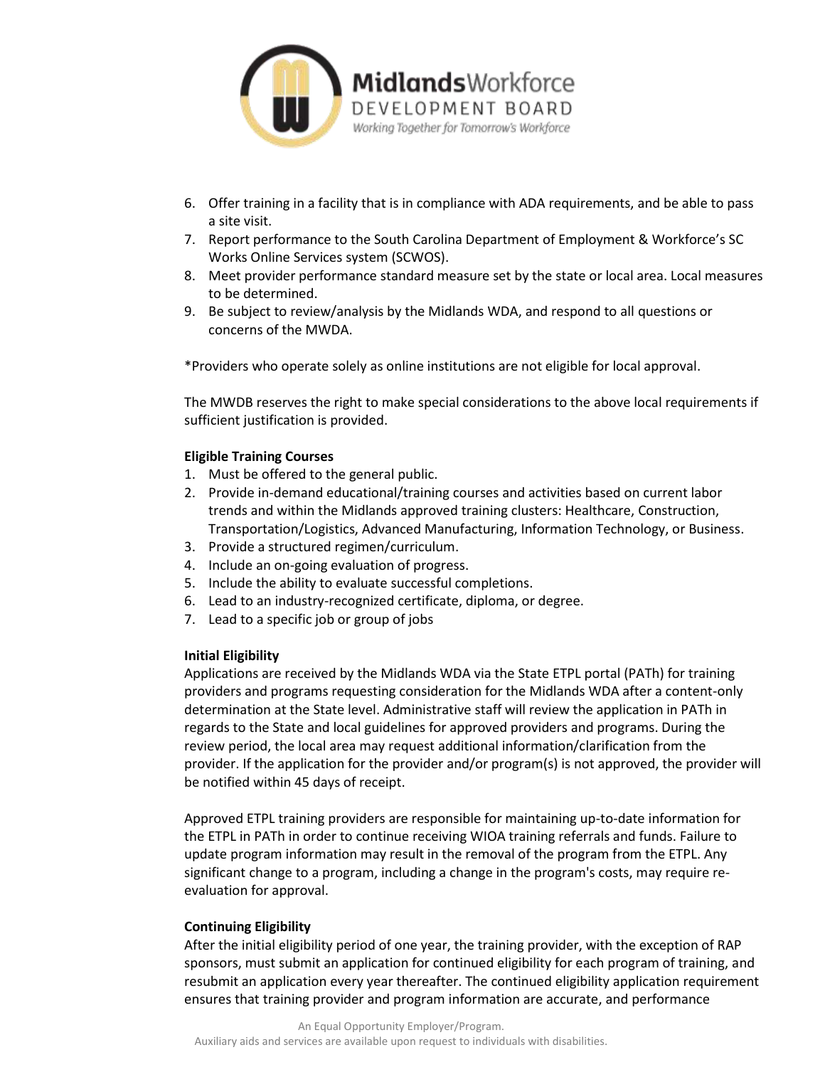6. Offer training in a facility that is in compliance with ADA requirements, and be able to pass a site visit.
7. Report performance to the South Carolina Department of Employment & Workforce's SC Works Online Services system (SCWOS).
8. Meet provider performance standard measure set by the state or local area. Local measures to be determined.
9. Be subject to review/analysis by the Midlands WDA, and respond to all questions or concerns of the MWDA.

*Providers who operate solely as online institutions are not eligible for local approval.

The MWDB reserves the right to make special considerations to the above local requirements if sufficient justification is provided.

**Eligible Training Courses**

1. Must be offered to the general public.
2. Provide in-demand educational/training courses and activities based on current labor trends and within the Midlands approved training clusters: Healthcare, Construction, Transportation/Logistics, Advanced Manufacturing, Information Technology, or Business.
3. Provide a structured regimen/curriculum.
4. Include an on-going evaluation of progress.
5. Include the ability to evaluate successful completions.
6. Lead to an industry-recognized certificate, diploma, or degree.
7. Lead to a specific job or group of jobs

**Initial Eligibility**

Applications are received by the Midlands WDA via the State ETPL portal (PATh) for training providers and programs requesting consideration for the Midlands WDA after a content-only determination at the State level. Administrative staff will review the application in PATh in regards to the State and local guidelines for approved providers and programs. During the review period, the local area may request additional information/clarification from the provider. If the application for the provider and/or program(s) is not approved, the provider will be notified within 45 days of receipt.

Approved ETPL training providers are responsible for maintaining up-to-date information for the ETPL in PATh in order to continue receiving WIOA training referrals and funds. Failure to update program information may result in the removal of the program from the ETPL. Any significant change to a program, including a change in the program's costs, may require re-evaluation for approval.

**Continuing Eligibility**

After the initial eligibility period of one year, the training provider, with the exception of RAP sponsors, must submit an application for continued eligibility for each program of training, and resubmit an application every year thereafter. The continued eligibility application requirement ensures that training provider and program information are accurate, and performance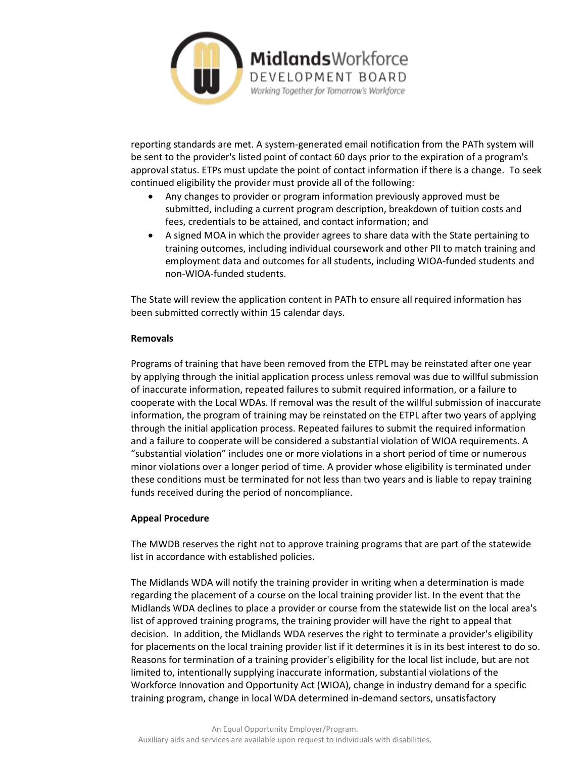reporting standards are met. A system-generated email notification from the PATh system will be sent to the provider's listed point of contact 60 days prior to the expiration of a program's approval status. ETPs must update the point of contact information if there is a change. To seek continued eligibility the provider must provide all of the following:

- Any changes to provider or program information previously approved must be submitted, including a current program description, breakdown of tuition costs and fees, credentials to be attained, and contact information; and
- A signed MOA in which the provider agrees to share data with the State pertaining to training outcomes, including individual coursework and other PII to match training and employment data and outcomes for all students, including WIOA-funded students and non-WIOA-funded students.

The State will review the application content in PATh to ensure all required information has been submitted correctly within 15 calendar days.

**Removals**

Programs of training that have been removed from the ETPL may be reinstated after one year by applying through the initial application process unless removal was due to willful submission of inaccurate information, repeated failures to submit required information, or a failure to cooperate with the Local WDAs. If removal was the result of the willful submission of inaccurate information, the program of training may be reinstated on the ETPL after two years of applying through the initial application process. Repeated failures to submit the required information and a failure to cooperate will be considered a substantial violation of WIOA requirements. A "substantial violation" includes one or more violations in a short period of time or numerous minor violations over a longer period of time. A provider whose eligibility is terminated under these conditions must be terminated for not less than two years and is liable to repay training funds received during the period of noncompliance.

**Appeal Procedure**

The MWDB reserves the right not to approve training programs that are part of the statewide list in accordance with established policies.

The Midlands WDA will notify the training provider in writing when a determination is made regarding the placement of a course on the local training provider list. In the event that the Midlands WDA declines to place a provider or course from the statewide list on the local area's list of approved training programs, the training provider will have the right to appeal that decision. In addition, the Midlands WDA reserves the right to terminate a provider's eligibility for placements on the local training provider list if it determines it is in its best interest to do so. Reasons for termination of a training provider's eligibility for the local list include, but are not limited to, intentionally supplying inaccurate information, substantial violations of the Workforce Innovation and Opportunity Act (WIOA), change in industry demand for a specific training program, change in local WDA determined in-demand sectors, unsatisfactory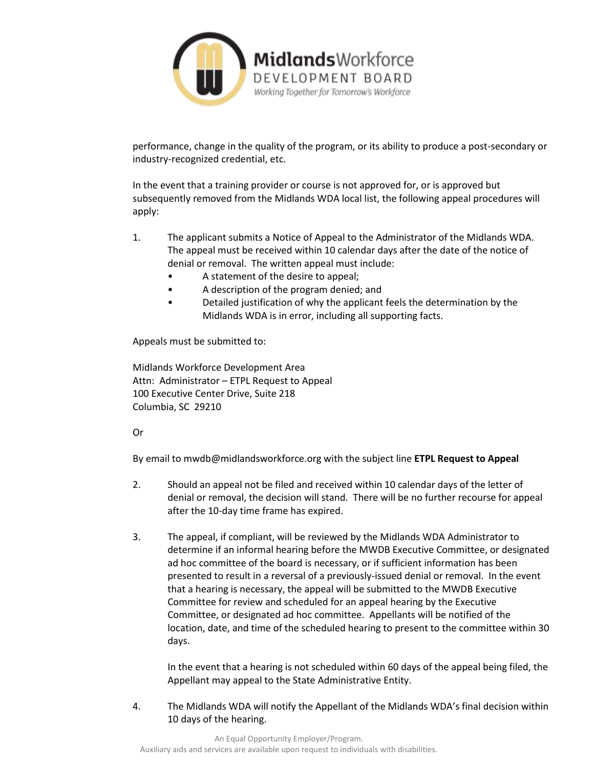performance, change in the quality of the program, or its ability to produce a post-secondary or industry-recognized credential, etc.

In the event that a training provider or course is not approved for, or is approved but subsequently removed from the Midlands WDA local list, the following appeal procedures will apply:

1. The applicant submits a Notice of Appeal to the Administrator of the Midlands WDA. The appeal must be received within 10 calendar days after the date of the notice of denial or removal. The written appeal must include:
   - A statement of the desire to appeal;
   - A description of the program denied; and
   - Detailed justification of why the applicant feels the determination by the Midlands WDA is in error, including all supporting facts.

   Appeals must be submitted to:

   Midlands Workforce Development Area
   Attn: Administrator – ETPL Request to Appeal
   100 Executive Center Drive, Suite 218
   Columbia, SC 29210

   Or

   By email to mwdb@midlandsworkforce.org with the subject line **ETPL Request to Appeal**

2. Should an appeal not be filed and received within 10 calendar days of the letter of denial or removal, the decision will stand. There will be no further recourse for appeal after the 10-day time frame has expired.

3. The appeal, if compliant, will be reviewed by the Midlands WDA Administrator to determine if an informal hearing before the MWDB Executive Committee, or designated ad hoc committee of the board is necessary, or if sufficient information has been presented to result in a reversal of a previously-issued denial or removal. In the event that a hearing is necessary, the appeal will be submitted to the MWDB Executive Committee for review and scheduled for an appeal hearing by the Executive Committee, or designated ad hoc committee. Appellants will be notified of the location, date, and time of the scheduled hearing to present to the committee within 30 days.

   In the event that a hearing is not scheduled within 60 days of the appeal being filed, the Appellant may appeal to the State Administrative Entity.

4. The Midlands WDA will notify the Appellant of the Midlands WDA's final decision within 10 days of the hearing.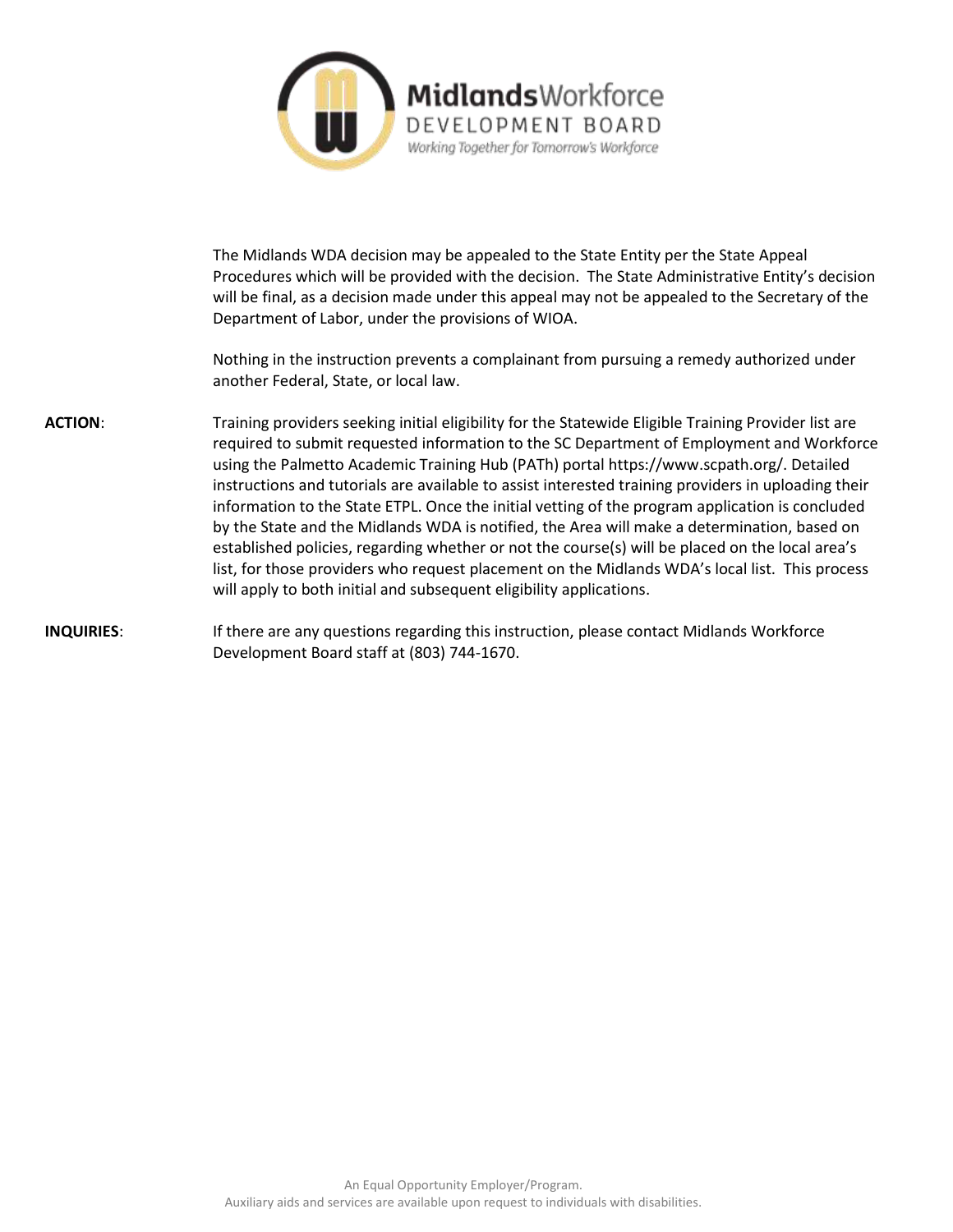The Midlands WDA decision may be appealed to the State Entity per the State Appeal Procedures which will be provided with the decision. The State Administrative Entity's decision will be final, as a decision made under this appeal may not be appealed to the Secretary of the Department of Labor, under the provisions of WIOA.

Nothing in the instruction prevents a complainant from pursuing a remedy authorized under another Federal, State, or local law.

**ACTION**: Training providers seeking initial eligibility for the Statewide Eligible Training Provider list are required to submit requested information to the SC Department of Employment and Workforce using the Palmetto Academic Training Hub (PATh) portal https://www.scpath.org/. Detailed instructions and tutorials are available to assist interested training providers in uploading their information to the State ETPL. Once the initial vetting of the program application is concluded by the State and the Midlands WDA is notified, the Area will make a determination, based on established policies, regarding whether or not the course(s) will be placed on the local area's list, for those providers who request placement on the Midlands WDA's local list. This process will apply to both initial and subsequent eligibility applications.

**INQUIRIES**: If there are any questions regarding this instruction, please contact Midlands Workforce Development Board staff at (803) 744-1670.